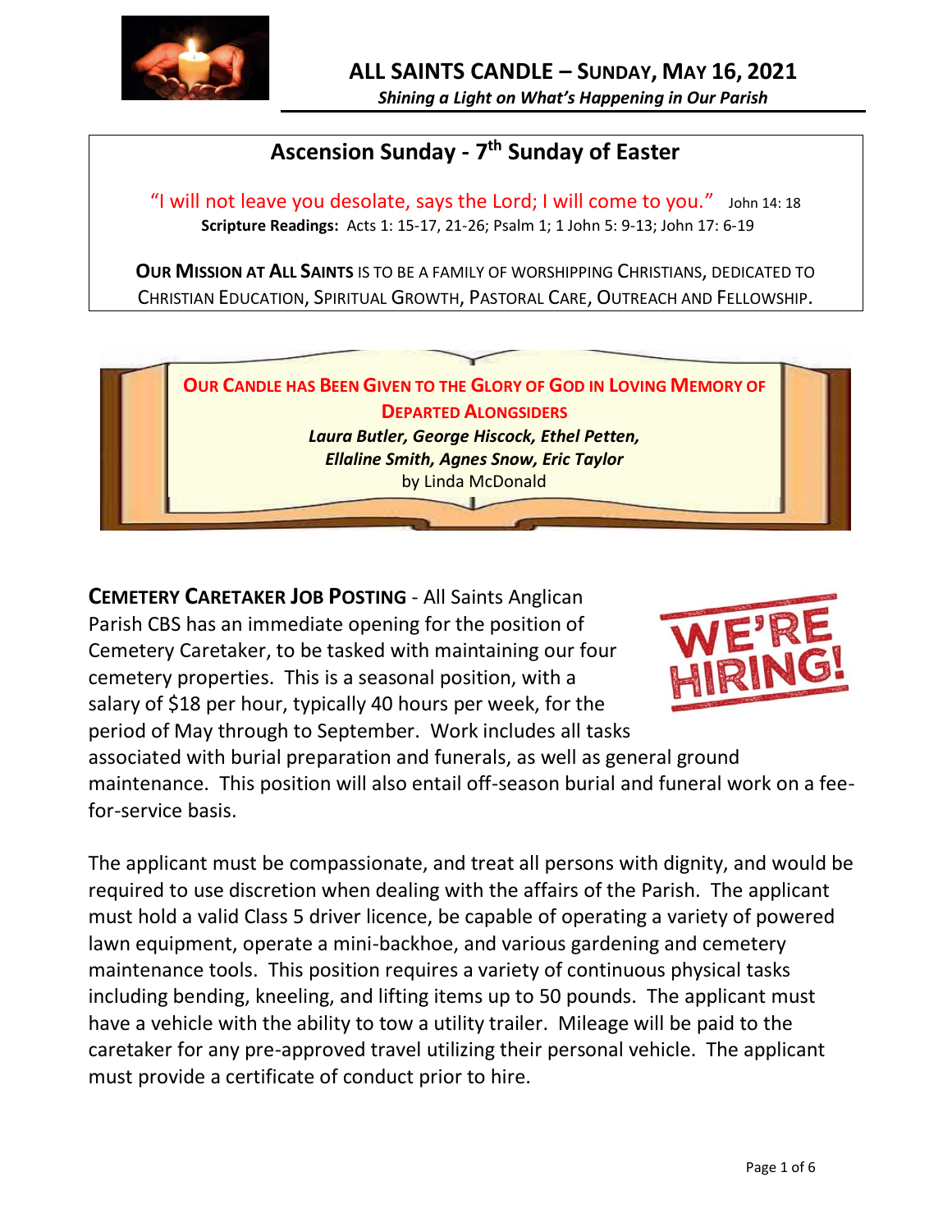# ALL SAINTS CANDLE – SUNDAY, MAY 16, 2021

***Shining a Light on What's Happening in Our Parish***

## Ascension Sunday - 7th Sunday of Easter

"I will not leave you desolate, says the Lord; I will come to you." John 14: 18

**Scripture Readings:** Acts 1: 15-17, 21-26; Psalm 1; 1 John 5: 9-13; John 17: 6-19

**OUR MISSION AT ALL SAINTS** IS TO BE A FAMILY OF WORSHIPPING CHRISTIANS, DEDICATED TO CHRISTIAN EDUCATION, SPIRITUAL GROWTH, PASTORAL CARE, OUTREACH AND FELLOWSHIP.

**OUR CANDLE HAS BEEN GIVEN TO THE GLORY OF GOD IN LOVING MEMORY OF DEPARTED ALONGSIDERS**

***Laura Butler, George Hiscock, Ethel Petten, Ellaline Smith, Agnes Snow, Eric Taylor***

by Linda McDonald

**CEMETERY CARETAKER JOB POSTING** - All Saints Anglican Parish CBS has an immediate opening for the position of Cemetery Caretaker, to be tasked with maintaining our four cemetery properties. This is a seasonal position, with a salary of $18 per hour, typically 40 hours per week, for the period of May through to September. Work includes all tasks associated with burial preparation and funerals, as well as general ground maintenance. This position will also entail off-season burial and funeral work on a fee-for-service basis.

WE'RE HIRING!

The applicant must be compassionate, and treat all persons with dignity, and would be required to use discretion when dealing with the affairs of the Parish. The applicant must hold a valid Class 5 driver licence, be capable of operating a variety of powered lawn equipment, operate a mini-backhoe, and various gardening and cemetery maintenance tools. This position requires a variety of continuous physical tasks including bending, kneeling, and lifting items up to 50 pounds. The applicant must have a vehicle with the ability to tow a utility trailer. Mileage will be paid to the caretaker for any pre-approved travel utilizing their personal vehicle. The applicant must provide a certificate of conduct prior to hire.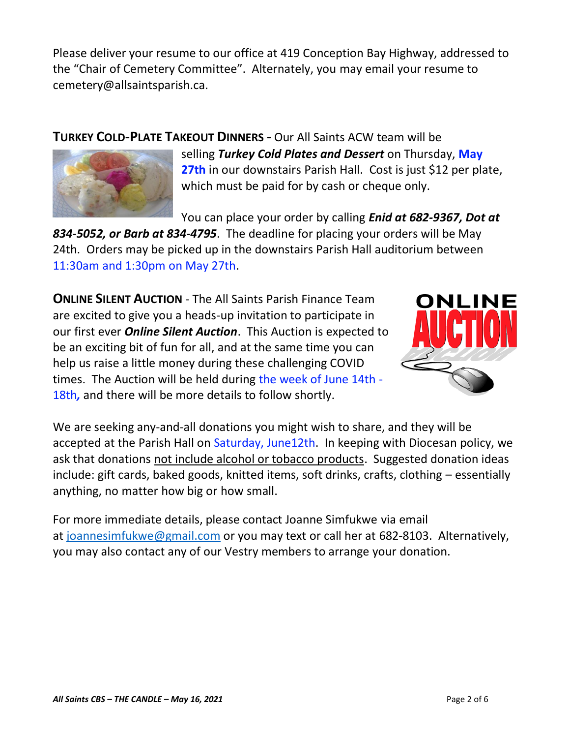Please deliver your resume to our office at 419 Conception Bay Highway, addressed to the "Chair of Cemetery Committee". Alternately, you may email your resume to cemetery@allsaintsparish.ca.

**TURKEY COLD-PLATE TAKEOUT DINNERS -** Our All Saints ACW team will be selling ***Turkey Cold Plates and Dessert*** on Thursday, **May 27th** in our downstairs Parish Hall. Cost is just $12 per plate, which must be paid for by cash or cheque only.

You can place your order by calling ***Enid at 682-9367, Dot at 834-5052, or Barb at 834-4795***. The deadline for placing your orders will be May 24th. Orders may be picked up in the downstairs Parish Hall auditorium between 11:30am and 1:30pm on May 27th.

**ONLINE SILENT AUCTION** - The All Saints Parish Finance Team are excited to give you a heads-up invitation to participate in our first ever ***Online Silent Auction***. This Auction is expected to be an exciting bit of fun for all, and at the same time you can help us raise a little money during these challenging COVID times. The Auction will be held during the week of June 14th - 18th, and there will be more details to follow shortly.

We are seeking any-and-all donations you might wish to share, and they will be accepted at the Parish Hall on Saturday, June12th. In keeping with Diocesan policy, we ask that donations not include alcohol or tobacco products. Suggested donation ideas include: gift cards, baked goods, knitted items, soft drinks, crafts, clothing – essentially anything, no matter how big or how small.

For more immediate details, please contact Joanne Simfukwe via email at joannesimfukwe@gmail.com or you may text or call her at 682-8103. Alternatively, you may also contact any of our Vestry members to arrange your donation.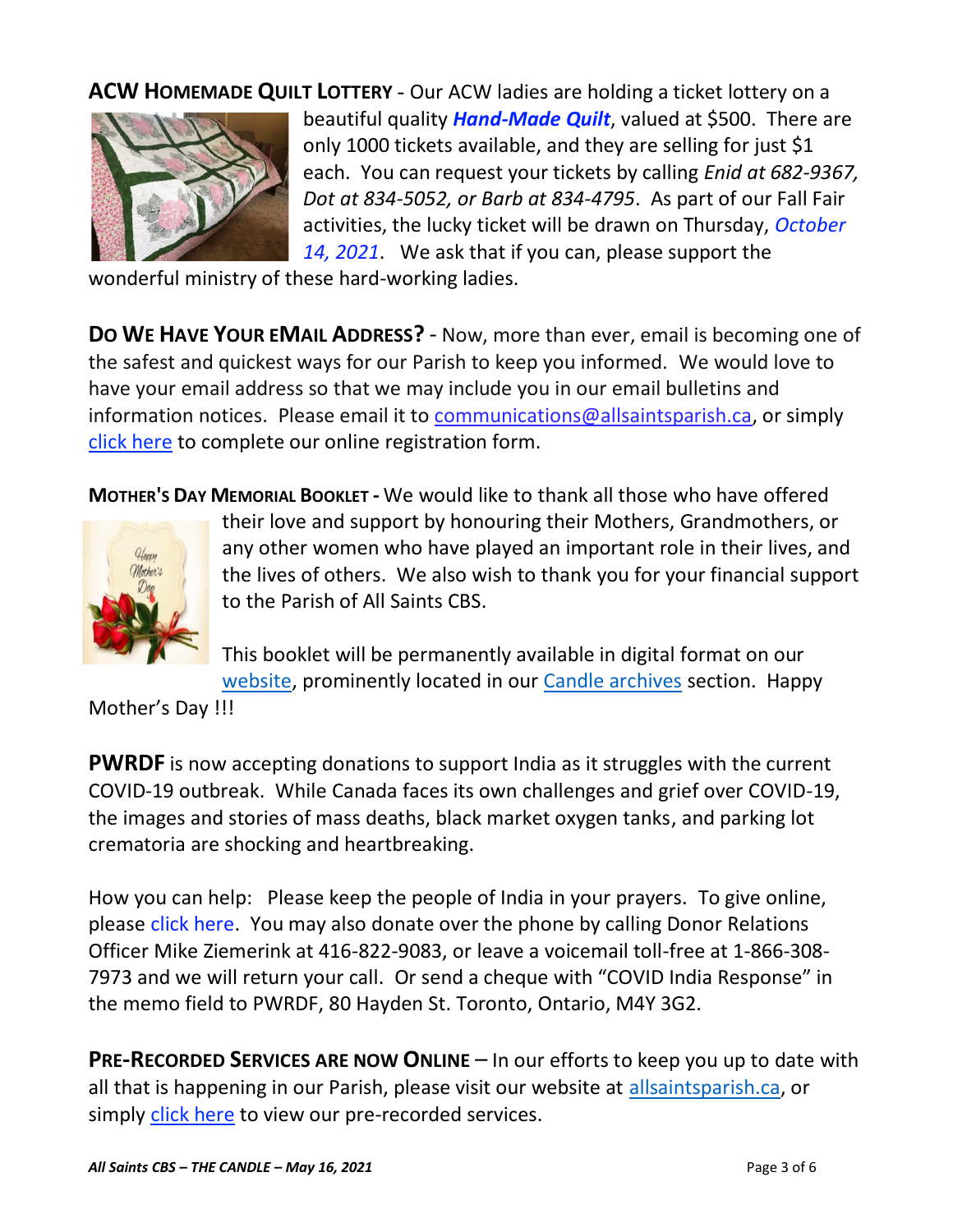**ACW HOMEMADE QUILT LOTTERY** - Our ACW ladies are holding a ticket lottery on a beautiful quality ***Hand-Made Quilt***, valued at $500. There are only 1000 tickets available, and they are selling for just $1 each. You can request your tickets by calling *Enid at 682-9367, Dot at 834-5052, or Barb at 834-4795*. As part of our Fall Fair activities, the lucky ticket will be drawn on Thursday, *October 14, 2021*. We ask that if you can, please support the wonderful ministry of these hard-working ladies.

**DO WE HAVE YOUR EMAIL ADDRESS?** - Now, more than ever, email is becoming one of the safest and quickest ways for our Parish to keep you informed. We would love to have your email address so that we may include you in our email bulletins and information notices. Please email it to communications@allsaintsparish.ca, or simply click here to complete our online registration form.

**MOTHER'S DAY MEMORIAL BOOKLET -** We would like to thank all those who have offered their love and support by honouring their Mothers, Grandmothers, or any other women who have played an important role in their lives, and the lives of others. We also wish to thank you for your financial support to the Parish of All Saints CBS.

This booklet will be permanently available in digital format on our website, prominently located in our Candle archives section. Happy Mother's Day !!!

**PWRDF** is now accepting donations to support India as it struggles with the current COVID-19 outbreak. While Canada faces its own challenges and grief over COVID-19, the images and stories of mass deaths, black market oxygen tanks, and parking lot crematoria are shocking and heartbreaking.

How you can help: Please keep the people of India in your prayers. To give online, please click here. You may also donate over the phone by calling Donor Relations Officer Mike Ziemerink at 416-822-9083, or leave a voicemail toll-free at 1-866-308-7973 and we will return your call. Or send a cheque with "COVID India Response" in the memo field to PWRDF, 80 Hayden St. Toronto, Ontario, M4Y 3G2.

**PRE-RECORDED SERVICES ARE NOW ONLINE** – In our efforts to keep you up to date with all that is happening in our Parish, please visit our website at allsaintsparish.ca, or simply click here to view our pre-recorded services.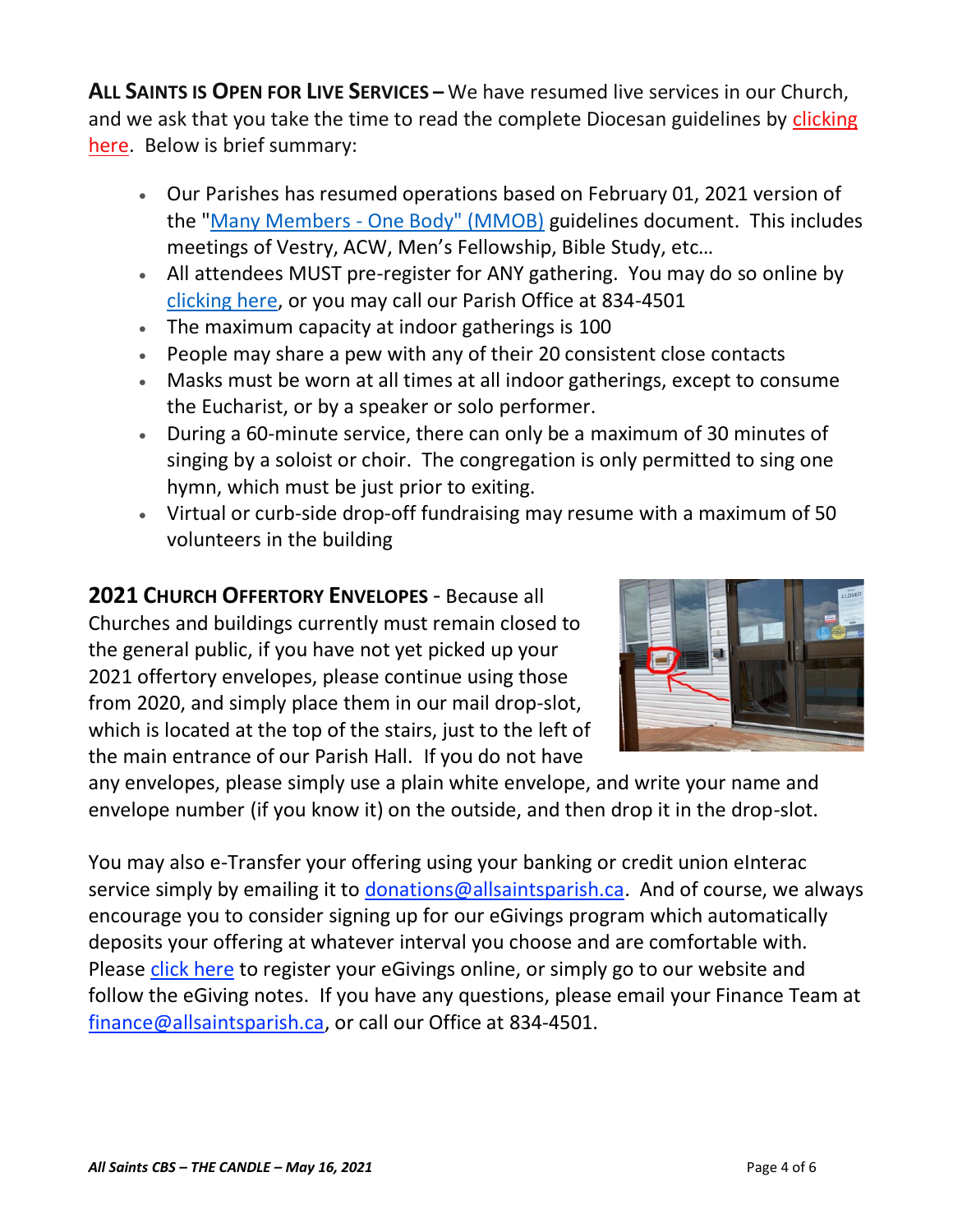**ALL SAINTS IS OPEN FOR LIVE SERVICES –** We have resumed live services in our Church, and we ask that you take the time to read the complete Diocesan guidelines by clicking here. Below is brief summary:

- Our Parishes has resumed operations based on February 01, 2021 version of the "Many Members - One Body" (MMOB) guidelines document. This includes meetings of Vestry, ACW, Men's Fellowship, Bible Study, etc…
- All attendees MUST pre-register for ANY gathering. You may do so online by clicking here, or you may call our Parish Office at 834-4501
- The maximum capacity at indoor gatherings is 100
- People may share a pew with any of their 20 consistent close contacts
- Masks must be worn at all times at all indoor gatherings, except to consume the Eucharist, or by a speaker or solo performer.
- During a 60-minute service, there can only be a maximum of 30 minutes of singing by a soloist or choir. The congregation is only permitted to sing one hymn, which must be just prior to exiting.
- Virtual or curb-side drop-off fundraising may resume with a maximum of 50 volunteers in the building

**2021 CHURCH OFFERTORY ENVELOPES** - Because all Churches and buildings currently must remain closed to the general public, if you have not yet picked up your 2021 offertory envelopes, please continue using those from 2020, and simply place them in our mail drop-slot, which is located at the top of the stairs, just to the left of the main entrance of our Parish Hall. If you do not have any envelopes, please simply use a plain white envelope, and write your name and envelope number (if you know it) on the outside, and then drop it in the drop-slot.

You may also e-Transfer your offering using your banking or credit union eInterac service simply by emailing it to donations@allsaintsparish.ca. And of course, we always encourage you to consider signing up for our eGivings program which automatically deposits your offering at whatever interval you choose and are comfortable with. Please click here to register your eGivings online, or simply go to our website and follow the eGiving notes. If you have any questions, please email your Finance Team at finance@allsaintsparish.ca, or call our Office at 834-4501.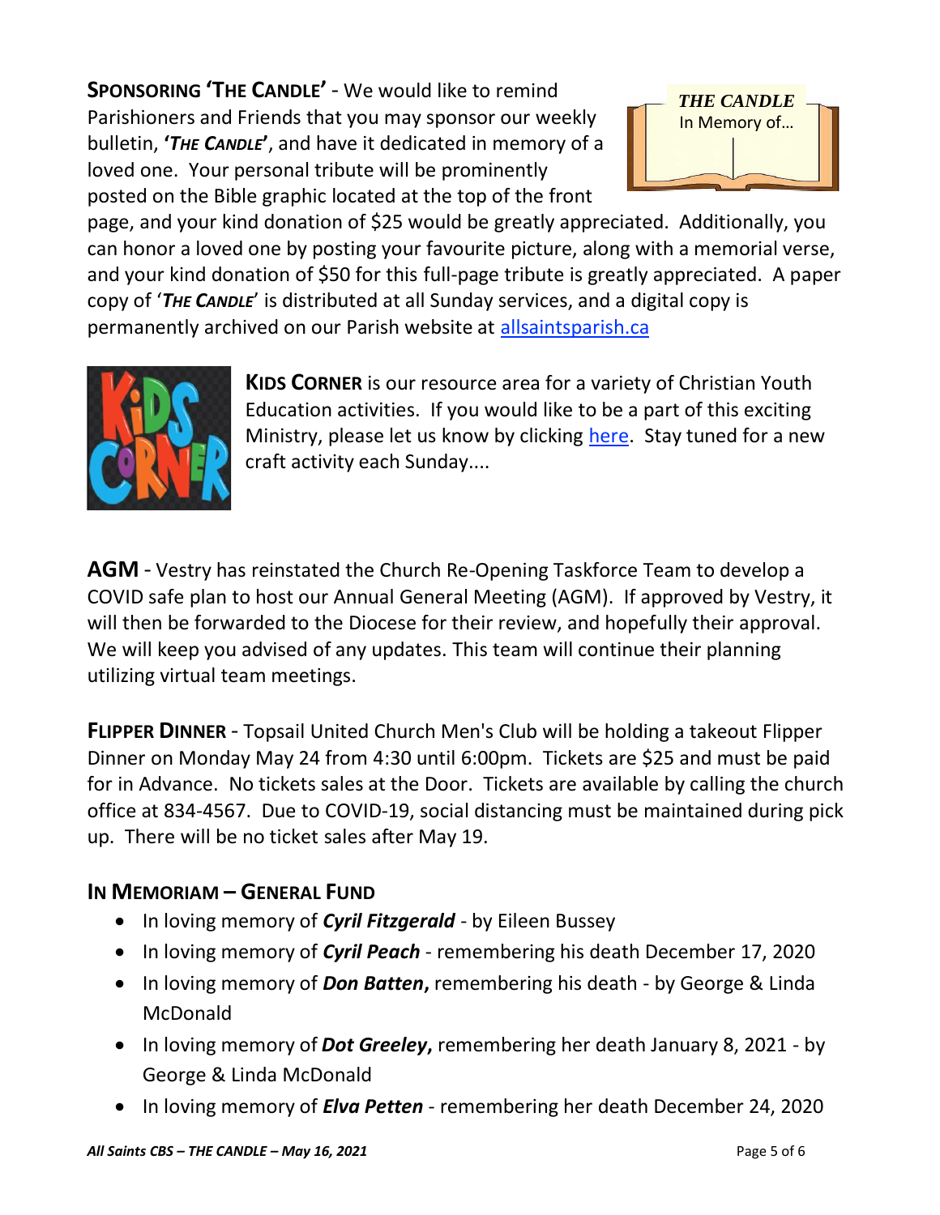**SPONSORING 'THE CANDLE'** - We would like to remind Parishioners and Friends that you may sponsor our weekly bulletin, **'*THE CANDLE*'**, and have it dedicated in memory of a loved one. Your personal tribute will be prominently posted on the Bible graphic located at the top of the front page, and your kind donation of $25 would be greatly appreciated. Additionally, you can honor a loved one by posting your favourite picture, along with a memorial verse, and your kind donation of $50 for this full-page tribute is greatly appreciated. A paper copy of '***THE CANDLE***' is distributed at all Sunday services, and a digital copy is permanently archived on our Parish website at allsaintsparish.ca

**KIDS CORNER** is our resource area for a variety of Christian Youth Education activities. If you would like to be a part of this exciting Ministry, please let us know by clicking here. Stay tuned for a new craft activity each Sunday....

**AGM** - Vestry has reinstated the Church Re-Opening Taskforce Team to develop a COVID safe plan to host our Annual General Meeting (AGM). If approved by Vestry, it will then be forwarded to the Diocese for their review, and hopefully their approval. We will keep you advised of any updates. This team will continue their planning utilizing virtual team meetings.

**FLIPPER DINNER** - Topsail United Church Men's Club will be holding a takeout Flipper Dinner on Monday May 24 from 4:30 until 6:00pm. Tickets are $25 and must be paid for in Advance. No tickets sales at the Door. Tickets are available by calling the church office at 834-4567. Due to COVID-19, social distancing must be maintained during pick up. There will be no ticket sales after May 19.

## IN MEMORIAM – GENERAL FUND

- In loving memory of ***Cyril Fitzgerald*** - by Eileen Bussey
- In loving memory of ***Cyril Peach*** - remembering his death December 17, 2020
- In loving memory of ***Don Batten*****,** remembering his death - by George & Linda McDonald
- In loving memory of ***Dot Greeley*****,** remembering her death January 8, 2021 - by George & Linda McDonald
- In loving memory of ***Elva Petten*** - remembering her death December 24, 2020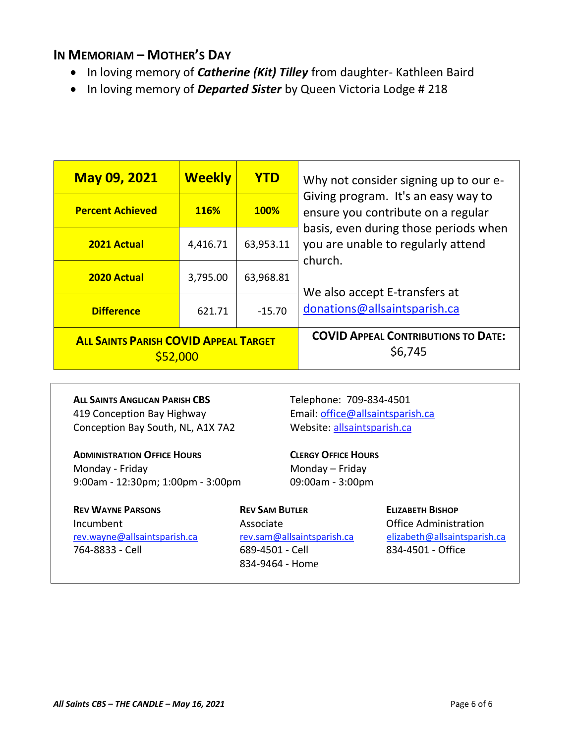## In Memoriam – Mother's Day

- In loving memory of ***Catherine (Kit) Tilley*** from daughter- Kathleen Baird
- In loving memory of ***Departed Sister*** by Queen Victoria Lodge # 218

| May 09, 2021 | Weekly | YTD |
|---|---|---|
| **Percent Achieved** | **116%** | **100%** |
| **2021 Actual** | 4,416.71 | 63,953.11 |
| **2020 Actual** | 3,795.00 | 63,968.81 |
| **Difference** | 621.71 | -15.70 |

Why not consider signing up to our e-Giving program. It's an easy way to ensure you contribute on a regular basis, even during those periods when you are unable to regularly attend church.

We also accept E-transfers at donations@allsaintsparish.ca

**All Saints Parish COVID Appeal Target**
$52,000

**COVID Appeal Contributions to Date:**
$6,745

**All Saints Anglican Parish CBS**
419 Conception Bay Highway
Conception Bay South, NL, A1X 7A2

Telephone: 709-834-4501
Email: office@allsaintsparish.ca
Website: allsaintsparish.ca

**Administration Office Hours**
Monday - Friday
9:00am - 12:30pm; 1:00pm - 3:00pm

**Clergy Office Hours**
Monday – Friday
09:00am - 3:00pm

**Rev Wayne Parsons**
Incumbent
rev.wayne@allsaintsparish.ca
764-8833 - Cell

**Rev Sam Butler**
Associate
rev.sam@allsaintsparish.ca
689-4501 - Cell
834-9464 - Home

**Elizabeth Bishop**
Office Administration
elizabeth@allsaintsparish.ca
834-4501 - Office